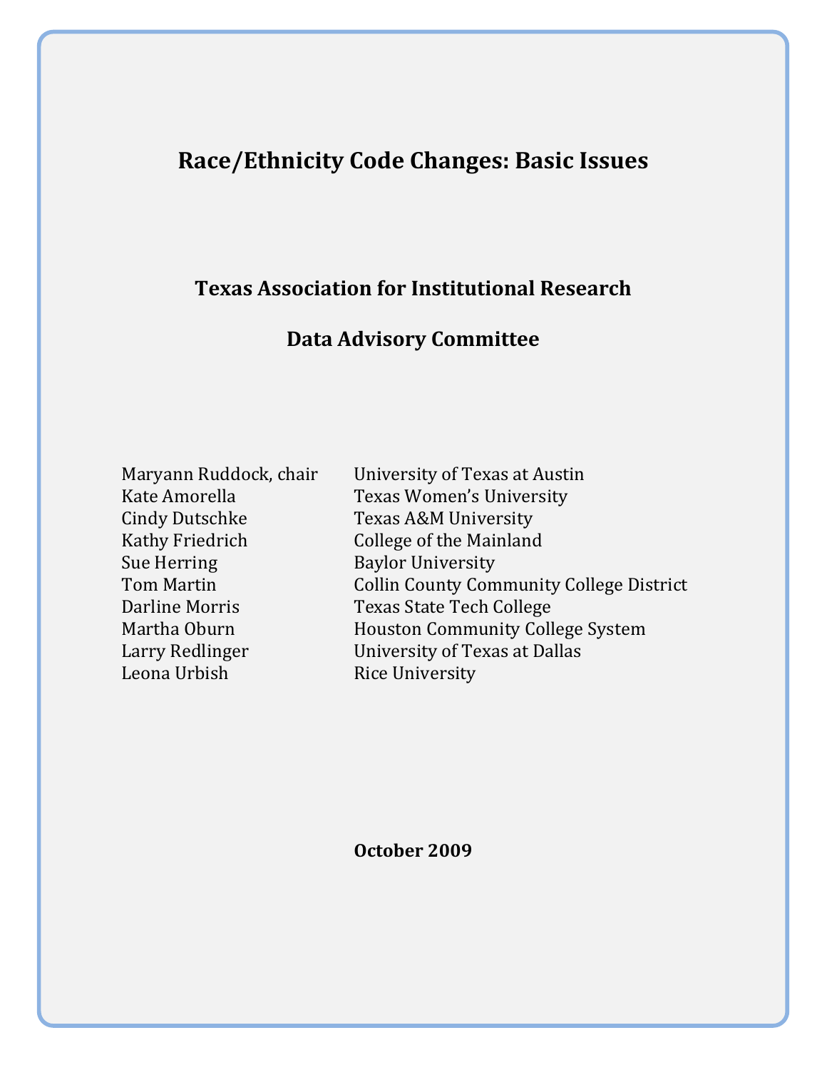# Race/Ethnicity Code Changes: Basic Issues

## Texas Association for Institutional Research

## Data Advisory Committee

| | |
|---|---|
| Maryann Ruddock, chair | University of Texas at Austin |
| Kate Amorella | Texas Women's University |
| Cindy Dutschke | Texas A&M University |
| Kathy Friedrich | College of the Mainland |
| Sue Herring | Baylor University |
| Tom Martin | Collin County Community College District |
| Darline Morris | Texas State Tech College |
| Martha Oburn | Houston Community College System |
| Larry Redlinger | University of Texas at Dallas |
| Leona Urbish | Rice University |

**October 2009**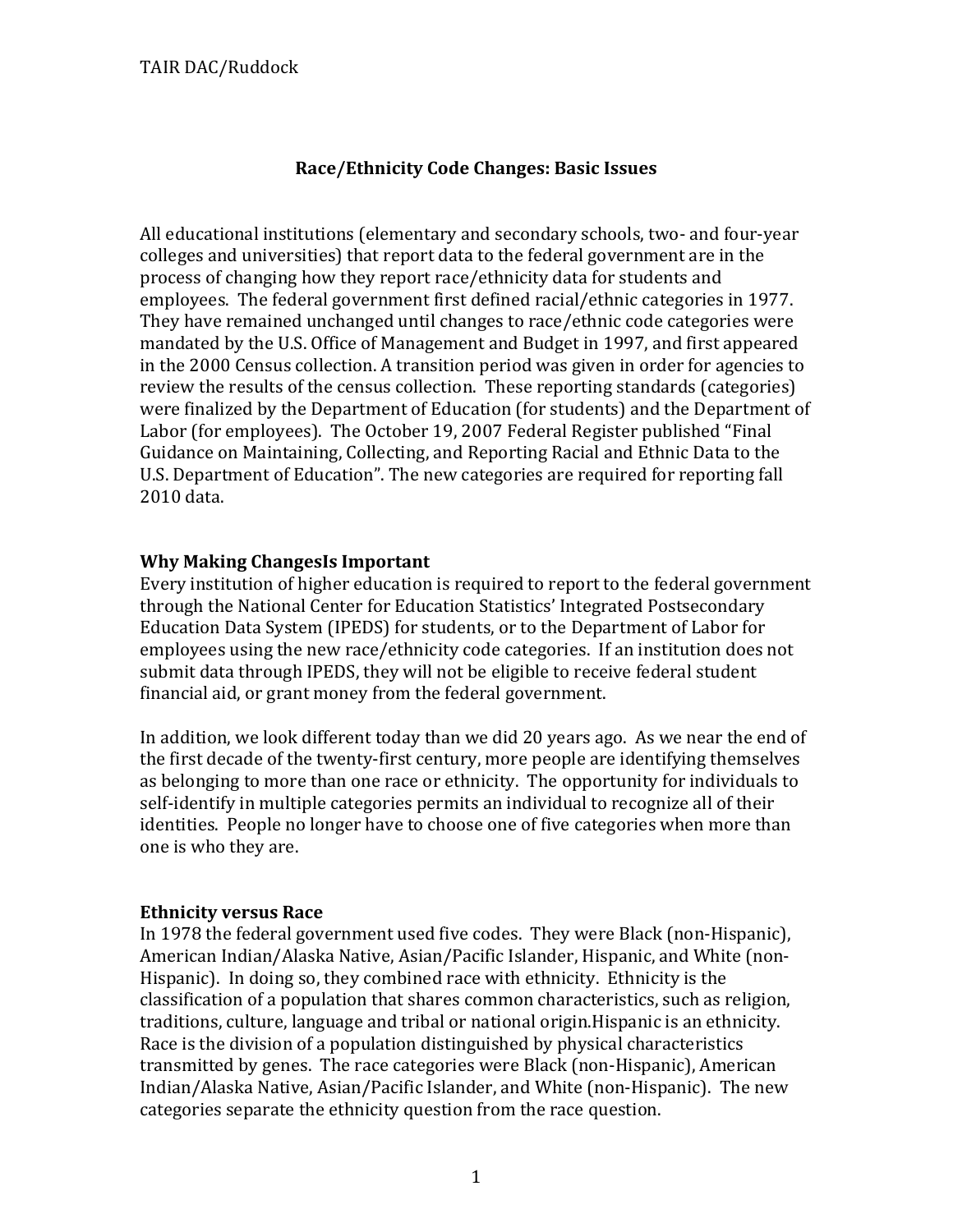## Race/Ethnicity Code Changes: Basic Issues

All educational institutions (elementary and secondary schools, two- and four-year colleges and universities) that report data to the federal government are in the process of changing how they report race/ethnicity data for students and employees. The federal government first defined racial/ethnic categories in 1977. They have remained unchanged until changes to race/ethnic code categories were mandated by the U.S. Office of Management and Budget in 1997, and first appeared in the 2000 Census collection. A transition period was given in order for agencies to review the results of the census collection. These reporting standards (categories) were finalized by the Department of Education (for students) and the Department of Labor (for employees). The October 19, 2007 Federal Register published "Final Guidance on Maintaining, Collecting, and Reporting Racial and Ethnic Data to the U.S. Department of Education". The new categories are required for reporting fall 2010 data.

### Why Making ChangesIs Important

Every institution of higher education is required to report to the federal government through the National Center for Education Statistics' Integrated Postsecondary Education Data System (IPEDS) for students, or to the Department of Labor for employees using the new race/ethnicity code categories. If an institution does not submit data through IPEDS, they will not be eligible to receive federal student financial aid, or grant money from the federal government.

In addition, we look different today than we did 20 years ago. As we near the end of the first decade of the twenty-first century, more people are identifying themselves as belonging to more than one race or ethnicity. The opportunity for individuals to self-identify in multiple categories permits an individual to recognize all of their identities. People no longer have to choose one of five categories when more than one is who they are.

### Ethnicity versus Race

In 1978 the federal government used five codes. They were Black (non-Hispanic), American Indian/Alaska Native, Asian/Pacific Islander, Hispanic, and White (non-Hispanic). In doing so, they combined race with ethnicity. Ethnicity is the classification of a population that shares common characteristics, such as religion, traditions, culture, language and tribal or national origin.Hispanic is an ethnicity. Race is the division of a population distinguished by physical characteristics transmitted by genes. The race categories were Black (non-Hispanic), American Indian/Alaska Native, Asian/Pacific Islander, and White (non-Hispanic). The new categories separate the ethnicity question from the race question.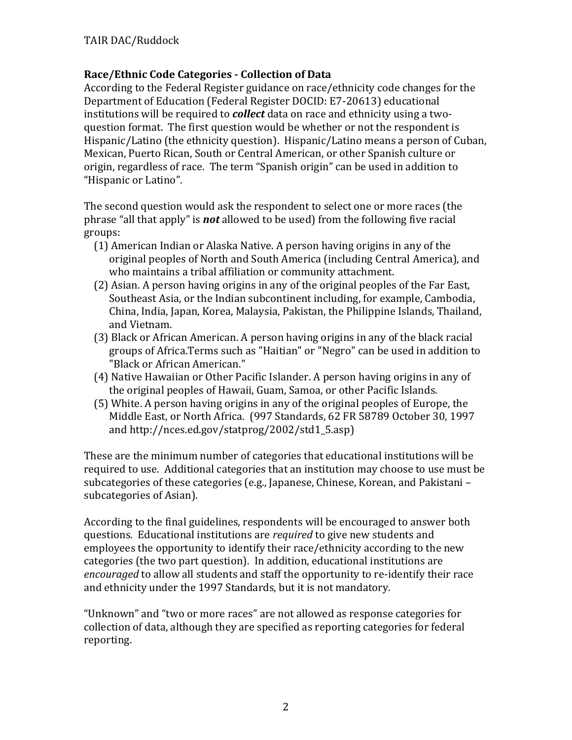## Race/Ethnic Code Categories - Collection of Data

According to the Federal Register guidance on race/ethnicity code changes for the Department of Education (Federal Register DOCID: E7-20613) educational institutions will be required to ***collect*** data on race and ethnicity using a two-question format. The first question would be whether or not the respondent is Hispanic/Latino (the ethnicity question). Hispanic/Latino means a person of Cuban, Mexican, Puerto Rican, South or Central American, or other Spanish culture or origin, regardless of race. The term "Spanish origin" can be used in addition to "Hispanic or Latino".

The second question would ask the respondent to select one or more races (the phrase "all that apply" is ***not*** allowed to be used) from the following five racial groups:

(1) American Indian or Alaska Native. A person having origins in any of the original peoples of North and South America (including Central America), and who maintains a tribal affiliation or community attachment.

(2) Asian. A person having origins in any of the original peoples of the Far East, Southeast Asia, or the Indian subcontinent including, for example, Cambodia, China, India, Japan, Korea, Malaysia, Pakistan, the Philippine Islands, Thailand, and Vietnam.

(3) Black or African American. A person having origins in any of the black racial groups of Africa.Terms such as "Haitian" or "Negro" can be used in addition to "Black or African American."

(4) Native Hawaiian or Other Pacific Islander. A person having origins in any of the original peoples of Hawaii, Guam, Samoa, or other Pacific Islands.

(5) White. A person having origins in any of the original peoples of Europe, the Middle East, or North Africa. (997 Standards, 62 FR 58789 October 30, 1997 and http://nces.ed.gov/statprog/2002/std1_5.asp)

These are the minimum number of categories that educational institutions will be required to use. Additional categories that an institution may choose to use must be subcategories of these categories (e.g., Japanese, Chinese, Korean, and Pakistani – subcategories of Asian).

According to the final guidelines, respondents will be encouraged to answer both questions. Educational institutions are *required* to give new students and employees the opportunity to identify their race/ethnicity according to the new categories (the two part question). In addition, educational institutions are *encouraged* to allow all students and staff the opportunity to re-identify their race and ethnicity under the 1997 Standards, but it is not mandatory.

"Unknown" and "two or more races" are not allowed as response categories for collection of data, although they are specified as reporting categories for federal reporting.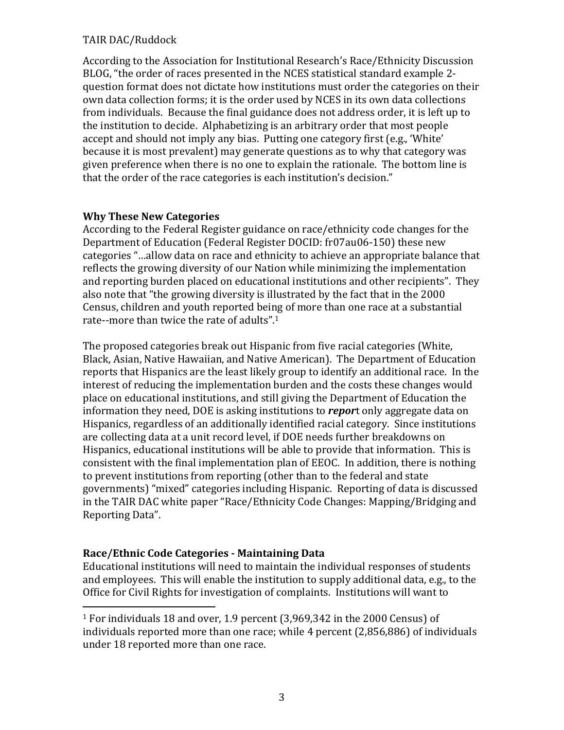According to the Association for Institutional Research's Race/Ethnicity Discussion BLOG, "the order of races presented in the NCES statistical standard example 2-question format does not dictate how institutions must order the categories on their own data collection forms; it is the order used by NCES in its own data collections from individuals. Because the final guidance does not address order, it is left up to the institution to decide. Alphabetizing is an arbitrary order that most people accept and should not imply any bias. Putting one category first (e.g., 'White' because it is most prevalent) may generate questions as to why that category was given preference when there is no one to explain the rationale. The bottom line is that the order of the race categories is each institution's decision."

**Why These New Categories**

According to the Federal Register guidance on race/ethnicity code changes for the Department of Education (Federal Register DOCID: fr07au06-150) these new categories "…allow data on race and ethnicity to achieve an appropriate balance that reflects the growing diversity of our Nation while minimizing the implementation and reporting burden placed on educational institutions and other recipients". They also note that "the growing diversity is illustrated by the fact that in the 2000 Census, children and youth reported being of more than one race at a substantial rate--more than twice the rate of adults".[1]

The proposed categories break out Hispanic from five racial categories (White, Black, Asian, Native Hawaiian, and Native American). The Department of Education reports that Hispanics are the least likely group to identify an additional race. In the interest of reducing the implementation burden and the costs these changes would place on educational institutions, and still giving the Department of Education the information they need, DOE is asking institutions to ***repor***t only aggregate data on Hispanics, regardless of an additionally identified racial category. Since institutions are collecting data at a unit record level, if DOE needs further breakdowns on Hispanics, educational institutions will be able to provide that information. This is consistent with the final implementation plan of EEOC. In addition, there is nothing to prevent institutions from reporting (other than to the federal and state governments) "mixed" categories including Hispanic. Reporting of data is discussed in the TAIR DAC white paper "Race/Ethnicity Code Changes: Mapping/Bridging and Reporting Data".

**Race/Ethnic Code Categories - Maintaining Data**

Educational institutions will need to maintain the individual responses of students and employees. This will enable the institution to supply additional data, e.g., to the Office for Civil Rights for investigation of complaints. Institutions will want to

---

[1] For individuals 18 and over, 1.9 percent (3,969,342 in the 2000 Census) of individuals reported more than one race; while 4 percent (2,856,886) of individuals under 18 reported more than one race.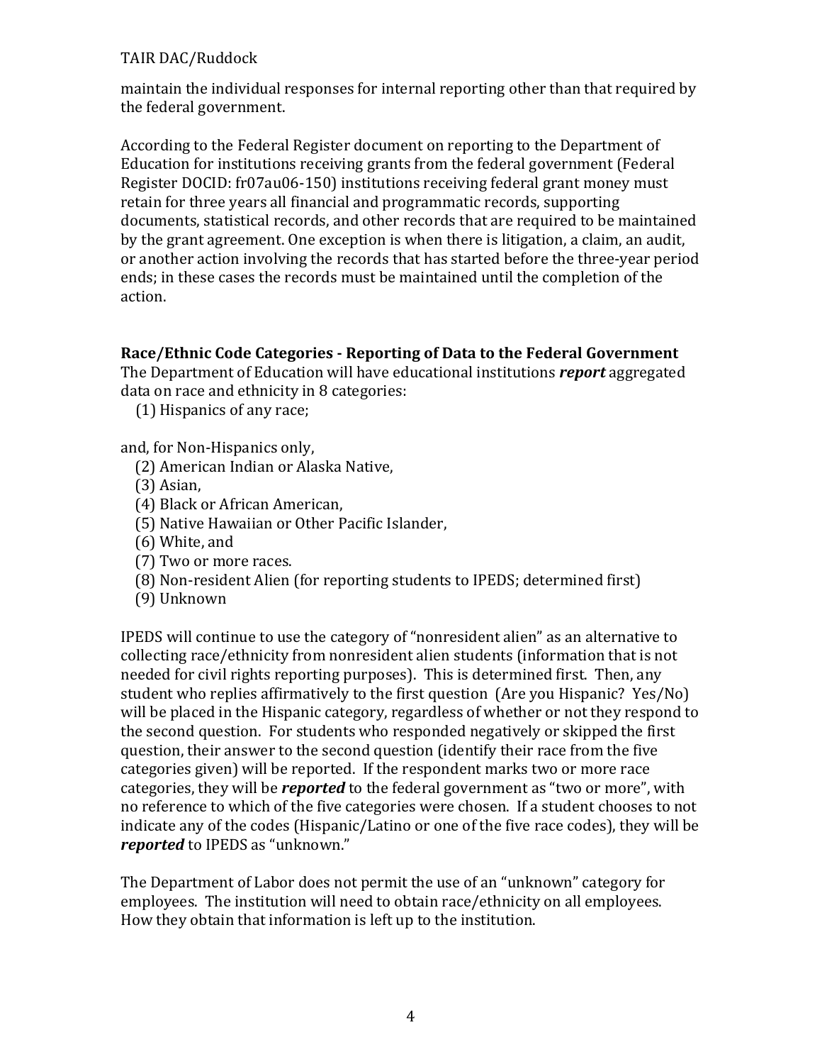maintain the individual responses for internal reporting other than that required by the federal government.

According to the Federal Register document on reporting to the Department of Education for institutions receiving grants from the federal government (Federal Register DOCID: fr07au06-150) institutions receiving federal grant money must retain for three years all financial and programmatic records, supporting documents, statistical records, and other records that are required to be maintained by the grant agreement. One exception is when there is litigation, a claim, an audit, or another action involving the records that has started before the three-year period ends; in these cases the records must be maintained until the completion of the action.

### Race/Ethnic Code Categories - Reporting of Data to the Federal Government

The Department of Education will have educational institutions ***report*** aggregated data on race and ethnicity in 8 categories:

(1) Hispanics of any race;

and, for Non-Hispanics only,

(2) American Indian or Alaska Native,
(3) Asian,
(4) Black or African American,
(5) Native Hawaiian or Other Pacific Islander,
(6) White, and
(7) Two or more races.
(8) Non-resident Alien (for reporting students to IPEDS; determined first)
(9) Unknown

IPEDS will continue to use the category of "nonresident alien" as an alternative to collecting race/ethnicity from nonresident alien students (information that is not needed for civil rights reporting purposes). This is determined first. Then, any student who replies affirmatively to the first question (Are you Hispanic? Yes/No) will be placed in the Hispanic category, regardless of whether or not they respond to the second question. For students who responded negatively or skipped the first question, their answer to the second question (identify their race from the five categories given) will be reported. If the respondent marks two or more race categories, they will be ***reported*** to the federal government as "two or more", with no reference to which of the five categories were chosen. If a student chooses to not indicate any of the codes (Hispanic/Latino or one of the five race codes), they will be ***reported*** to IPEDS as "unknown."

The Department of Labor does not permit the use of an "unknown" category for employees. The institution will need to obtain race/ethnicity on all employees. How they obtain that information is left up to the institution.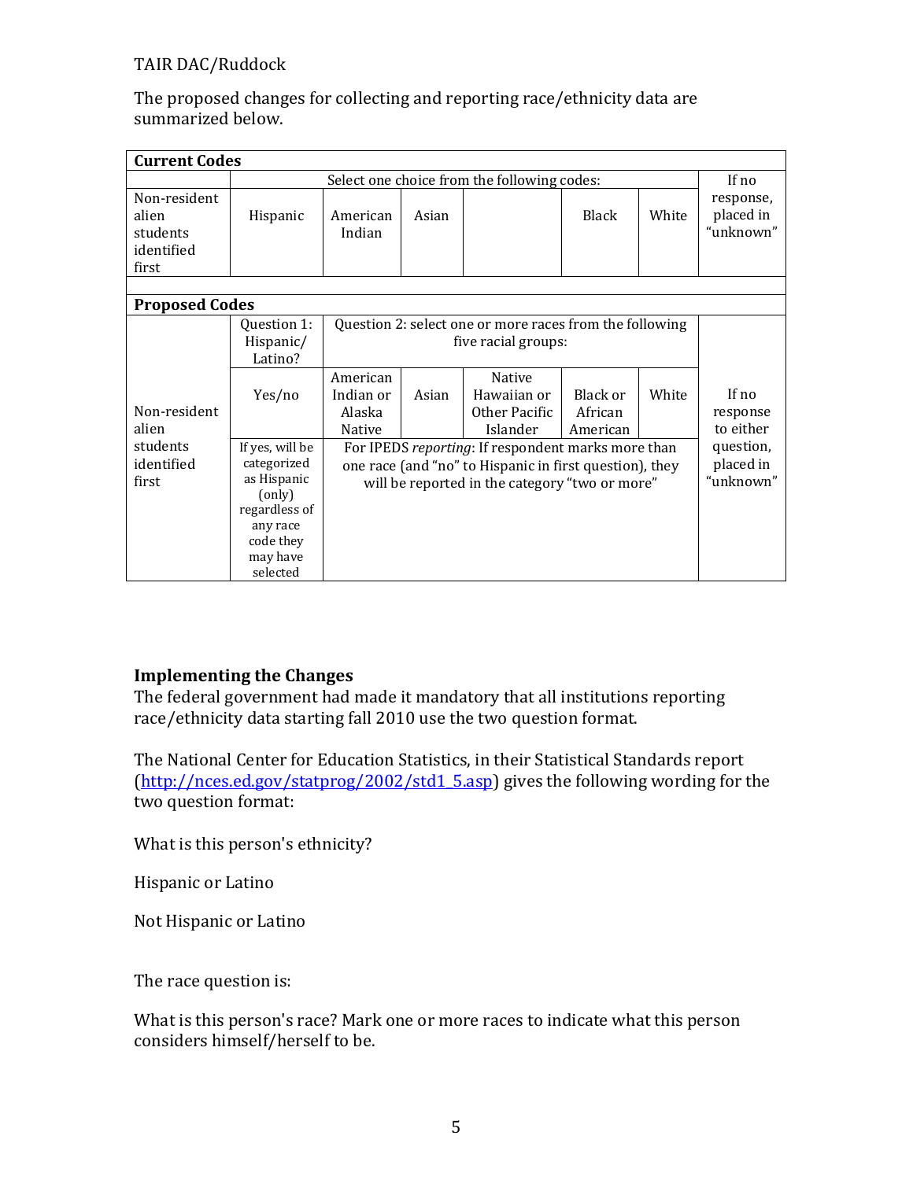The proposed changes for collecting and reporting race/ethnicity data are summarized below.

| **Current Codes** | | | | | | | |
|---|---|---|---|---|---|---|---|
| | Select one choice from the following codes: | | | | | | If no response, placed in "unknown" |
| Non-resident alien students identified first | Hispanic | American Indian | Asian | | Black | White | |
| | | | | | | | |
| **Proposed Codes** | | | | | | | |
| | Question 1: Hispanic/ Latino? | Question 2: select one or more races from the following five racial groups: | | | | | |
| Non-resident alien students identified first | Yes/no | American Indian or Alaska Native | Asian | Native Hawaiian or Other Pacific Islander | Black or African American | White | If no response to either question, placed in "unknown" |
| | If yes, will be categorized as Hispanic (only) regardless of any race code they may have selected | For IPEDS *reporting*: If respondent marks more than one race (and "no" to Hispanic in first question), they will be reported in the category "two or more" | | | | | |

**Implementing the Changes**

The federal government had made it mandatory that all institutions reporting race/ethnicity data starting fall 2010 use the two question format.

The National Center for Education Statistics, in their Statistical Standards report (http://nces.ed.gov/statprog/2002/std1_5.asp) gives the following wording for the two question format:

What is this person's ethnicity?

Hispanic or Latino

Not Hispanic or Latino

The race question is:

What is this person's race? Mark one or more races to indicate what this person considers himself/herself to be.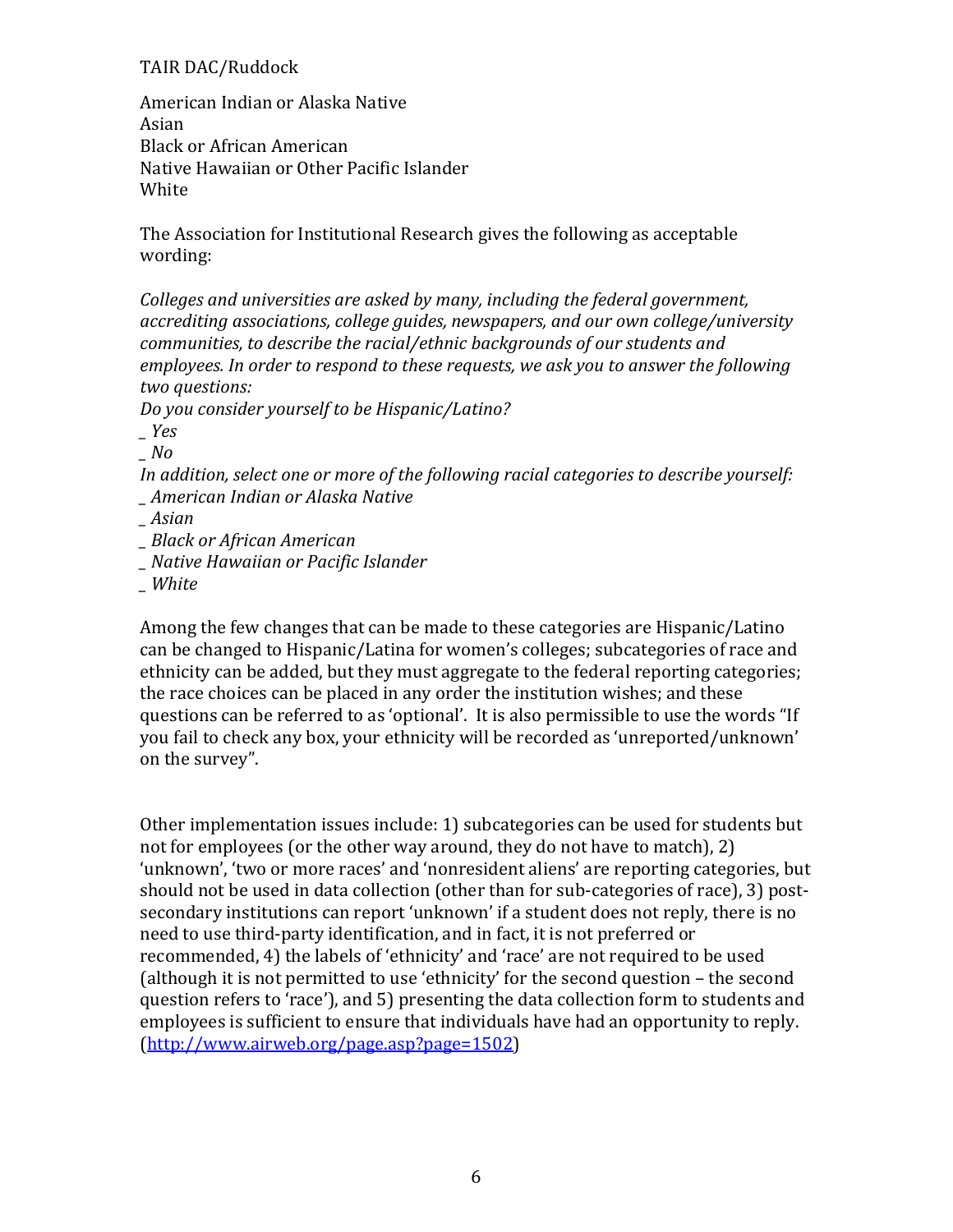American Indian or Alaska Native
Asian
Black or African American
Native Hawaiian or Other Pacific Islander
White

The Association for Institutional Research gives the following as acceptable wording:

*Colleges and universities are asked by many, including the federal government, accrediting associations, college guides, newspapers, and our own college/university communities, to describe the racial/ethnic backgrounds of our students and employees. In order to respond to these requests, we ask you to answer the following two questions:*
*Do you consider yourself to be Hispanic/Latino?*
*_ Yes*
*_ No*
*In addition, select one or more of the following racial categories to describe yourself:*
*_ American Indian or Alaska Native*
*_ Asian*
*_ Black or African American*
*_ Native Hawaiian or Pacific Islander*
*_ White*

Among the few changes that can be made to these categories are Hispanic/Latino can be changed to Hispanic/Latina for women's colleges; subcategories of race and ethnicity can be added, but they must aggregate to the federal reporting categories; the race choices can be placed in any order the institution wishes; and these questions can be referred to as 'optional'. It is also permissible to use the words "If you fail to check any box, your ethnicity will be recorded as 'unreported/unknown' on the survey".

Other implementation issues include: 1) subcategories can be used for students but not for employees (or the other way around, they do not have to match), 2) 'unknown', 'two or more races' and 'nonresident aliens' are reporting categories, but should not be used in data collection (other than for sub-categories of race), 3) post-secondary institutions can report 'unknown' if a student does not reply, there is no need to use third-party identification, and in fact, it is not preferred or recommended, 4) the labels of 'ethnicity' and 'race' are not required to be used (although it is not permitted to use 'ethnicity' for the second question – the second question refers to 'race'), and 5) presenting the data collection form to students and employees is sufficient to ensure that individuals have had an opportunity to reply. (http://www.airweb.org/page.asp?page=1502)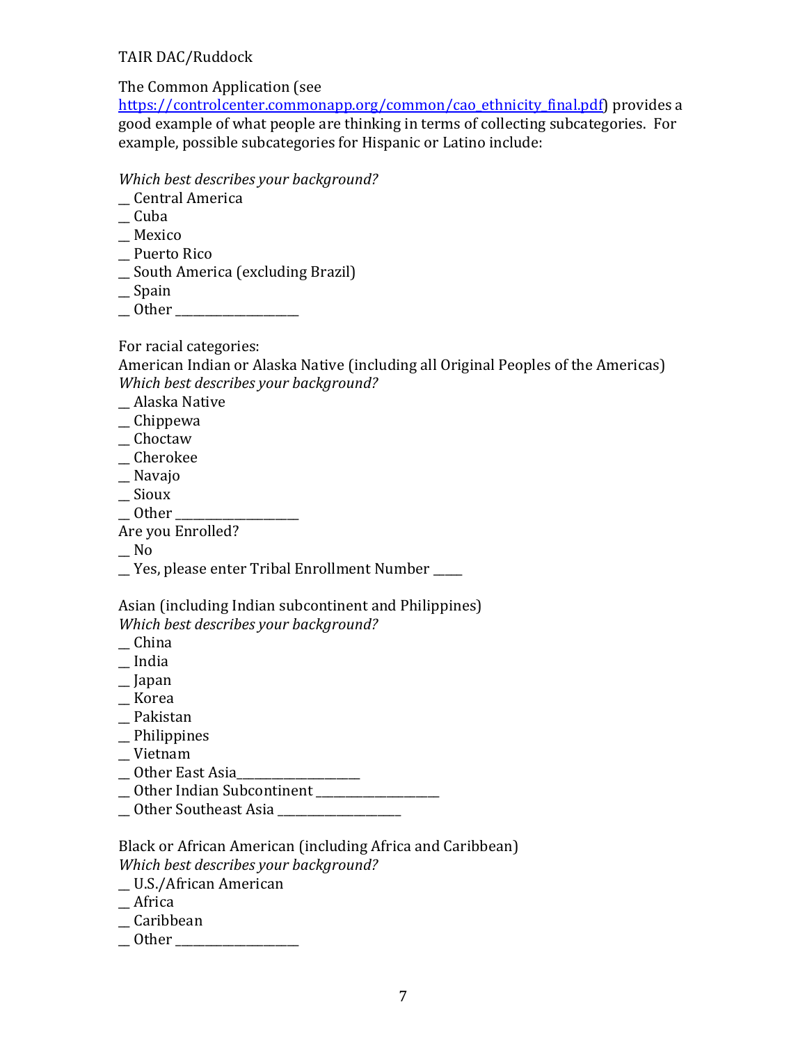The Common Application (see [https://controlcenter.commonapp.org/common/cao_ethnicity_final.pdf](https://controlcenter.commonapp.org/common/cao_ethnicity_final.pdf)) provides a good example of what people are thinking in terms of collecting subcategories. For example, possible subcategories for Hispanic or Latino include:

*Which best describes your background?*
__ Central America
__ Cuba
__ Mexico
__ Puerto Rico
__ South America (excluding Brazil)
__ Spain
__ Other ___________________

For racial categories:
American Indian or Alaska Native (including all Original Peoples of the Americas)
*Which best describes your background?*
__ Alaska Native
__ Chippewa
__ Choctaw
__ Cherokee
__ Navajo
__ Sioux
__ Other ___________________
Are you Enrolled?
__ No
__ Yes, please enter Tribal Enrollment Number ____

Asian (including Indian subcontinent and Philippines)
*Which best describes your background?*
__ China
__ India
__ Japan
__ Korea
__ Pakistan
__ Philippines
__ Vietnam
__ Other East Asia___________________
__ Other Indian Subcontinent ___________________
__ Other Southeast Asia ___________________

Black or African American (including Africa and Caribbean)
*Which best describes your background?*
__ U.S./African American
__ Africa
__ Caribbean
__ Other ___________________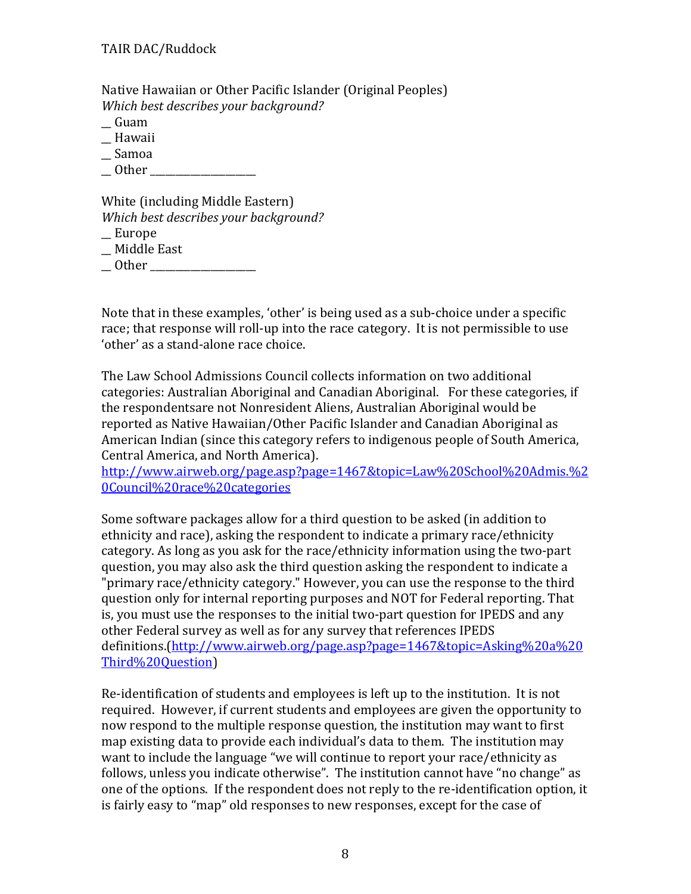Native Hawaiian or Other Pacific Islander (Original Peoples)
*Which best describes your background?*
__ Guam
__ Hawaii
__ Samoa
__ Other ___________________

White (including Middle Eastern)
*Which best describes your background?*
__ Europe
__ Middle East
__ Other ___________________

Note that in these examples, 'other' is being used as a sub-choice under a specific race; that response will roll-up into the race category. It is not permissible to use 'other' as a stand-alone race choice.

The Law School Admissions Council collects information on two additional categories: Australian Aboriginal and Canadian Aboriginal. For these categories, if the respondentsare not Nonresident Aliens, Australian Aboriginal would be reported as Native Hawaiian/Other Pacific Islander and Canadian Aboriginal as American Indian (since this category refers to indigenous people of South America, Central America, and North America).
[http://www.airweb.org/page.asp?page=1467&topic=Law%20School%20Admis.%20Council%20race%20categories](http://www.airweb.org/page.asp?page=1467&topic=Law%20School%20Admis.%20Council%20race%20categories)

Some software packages allow for a third question to be asked (in addition to ethnicity and race), asking the respondent to indicate a primary race/ethnicity category. As long as you ask for the race/ethnicity information using the two-part question, you may also ask the third question asking the respondent to indicate a "primary race/ethnicity category." However, you can use the response to the third question only for internal reporting purposes and NOT for Federal reporting. That is, you must use the responses to the initial two-part question for IPEDS and any other Federal survey as well as for any survey that references IPEDS definitions.([http://www.airweb.org/page.asp?page=1467&topic=Asking%20a%20Third%20Question](http://www.airweb.org/page.asp?page=1467&topic=Asking%20a%20Third%20Question))

Re-identification of students and employees is left up to the institution. It is not required. However, if current students and employees are given the opportunity to now respond to the multiple response question, the institution may want to first map existing data to provide each individual's data to them. The institution may want to include the language "we will continue to report your race/ethnicity as follows, unless you indicate otherwise". The institution cannot have "no change" as one of the options. If the respondent does not reply to the re-identification option, it is fairly easy to "map" old responses to new responses, except for the case of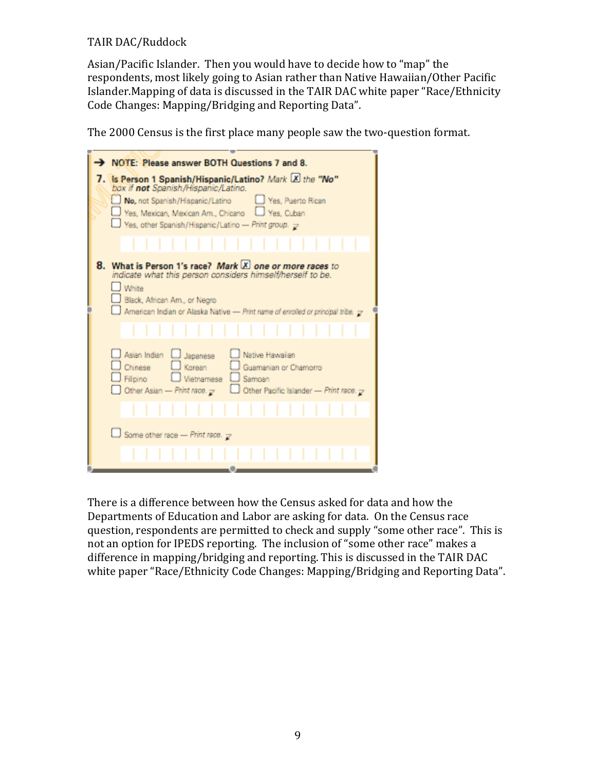Asian/Pacific Islander. Then you would have to decide how to "map" the respondents, most likely going to Asian rather than Native Hawaiian/Other Pacific Islander.Mapping of data is discussed in the TAIR DAC white paper "Race/Ethnicity Code Changes: Mapping/Bridging and Reporting Data".

The 2000 Census is the first place many people saw the two-question format.

→ **NOTE: Please answer BOTH Questions 7 and 8.**

**7. Is Person 1 Spanish/Hispanic/Latino?** *Mark* ☒ *the* **"No"** *box if* ***not*** *Spanish/Hispanic/Latino.*

- ☐ **No,** not Spanish/Hispanic/Latino
- ☐ Yes, Puerto Rican
- ☐ Yes, Mexican, Mexican Am., Chicano
- ☐ Yes, Cuban
- ☐ Yes, other Spanish/Hispanic/Latino — *Print group.*

**8. What is Person 1's race?** ***Mark*** ☒ ***one or more races*** *to indicate what this person considers himself/herself to be.*

- ☐ White
- ☐ Black, African Am., or Negro
- ☐ American Indian or Alaska Native — *Print name of enrolled or principal tribe.*
- ☐ Asian Indian
- ☐ Japanese
- ☐ Native Hawaiian
- ☐ Chinese
- ☐ Korean
- ☐ Guamanian or Chamorro
- ☐ Filipino
- ☐ Vietnamese
- ☐ Samoan
- ☐ Other Asian — *Print race.*
- ☐ Other Pacific Islander — *Print race.*
- ☐ Some other race — *Print race.*

There is a difference between how the Census asked for data and how the Departments of Education and Labor are asking for data. On the Census race question, respondents are permitted to check and supply "some other race". This is not an option for IPEDS reporting. The inclusion of "some other race" makes a difference in mapping/bridging and reporting. This is discussed in the TAIR DAC white paper "Race/Ethnicity Code Changes: Mapping/Bridging and Reporting Data".